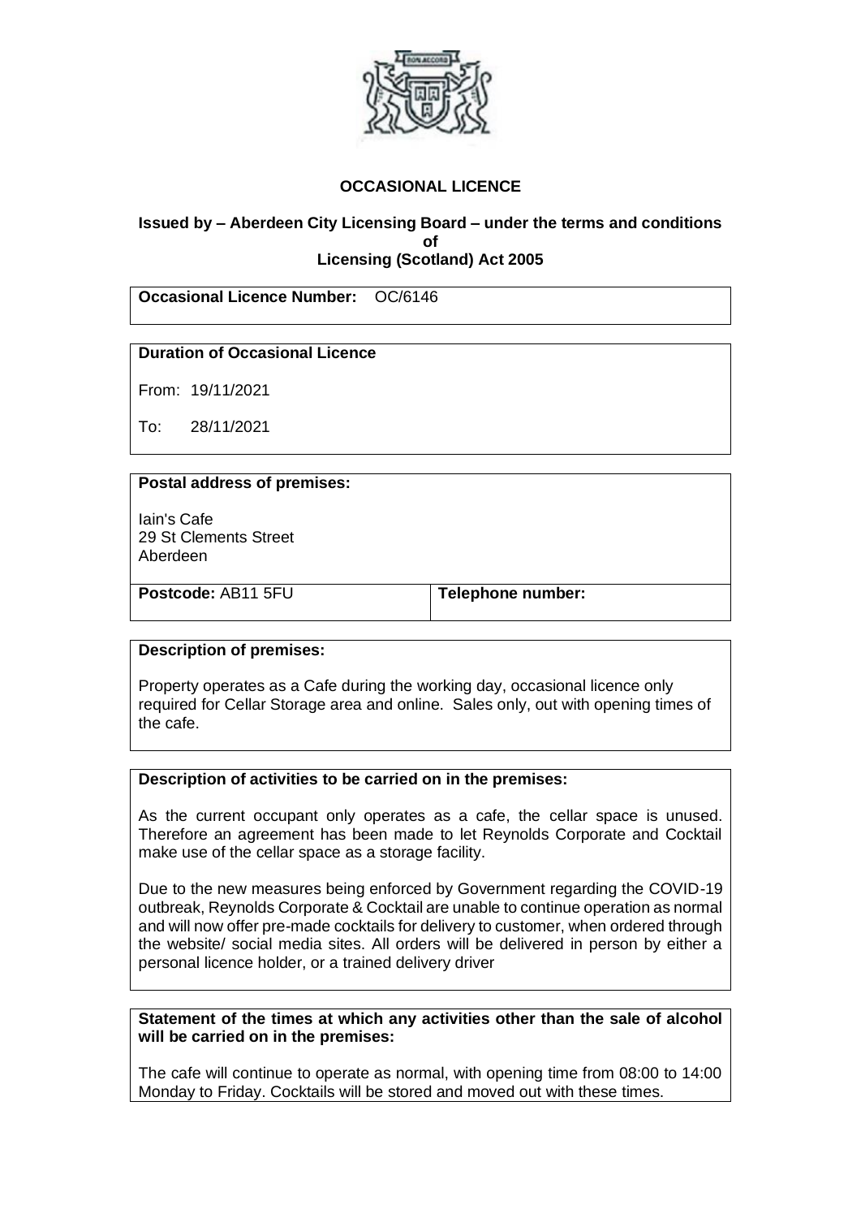# OCCASIONAL LICENCE

**Issued by – Aberdeen City Licensing Board – under the terms and conditions of Licensing (Scotland) Act 2005**

**Occasional Licence Number:** OC/6146

**Duration of Occasional Licence**

From: 19/11/2021

To: 28/11/2021

**Postal address of premises:**

Iain's Cafe
29 St Clements Street
Aberdeen

| **Postcode:** AB11 5FU | **Telephone number:** |
|---|---|

**Description of premises:**

Property operates as a Cafe during the working day, occasional licence only required for Cellar Storage area and online. Sales only, out with opening times of the cafe.

**Description of activities to be carried on in the premises:**

As the current occupant only operates as a cafe, the cellar space is unused. Therefore an agreement has been made to let Reynolds Corporate and Cocktail make use of the cellar space as a storage facility.

Due to the new measures being enforced by Government regarding the COVID-19 outbreak, Reynolds Corporate & Cocktail are unable to continue operation as normal and will now offer pre-made cocktails for delivery to customer, when ordered through the website/ social media sites. All orders will be delivered in person by either a personal licence holder, or a trained delivery driver

**Statement of the times at which any activities other than the sale of alcohol will be carried on in the premises:**

The cafe will continue to operate as normal, with opening time from 08:00 to 14:00 Monday to Friday. Cocktails will be stored and moved out with these times.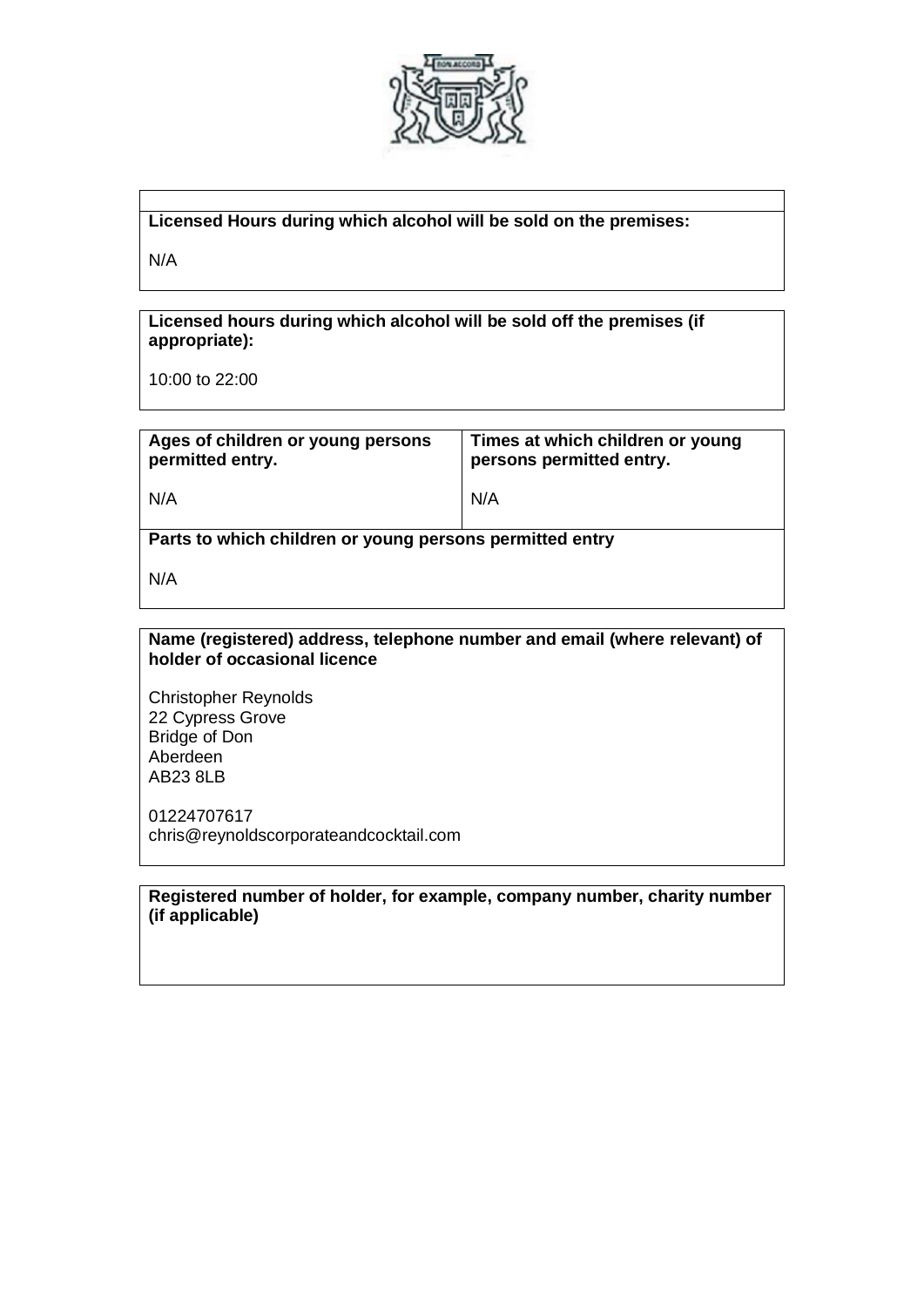**Licensed Hours during which alcohol will be sold on the premises:**

N/A

**Licensed hours during which alcohol will be sold off the premises (if appropriate):**

10:00 to 22:00

| **Ages of children or young persons permitted entry.** | **Times at which children or young persons permitted entry.** |
|---|---|
| N/A | N/A |

**Parts to which children or young persons permitted entry**

N/A

**Name (registered) address, telephone number and email (where relevant) of holder of occasional licence**

Christopher Reynolds
22 Cypress Grove
Bridge of Don
Aberdeen
AB23 8LB

01224707617
chris@reynoldscorporateandcocktail.com

**Registered number of holder, for example, company number, charity number (if applicable)**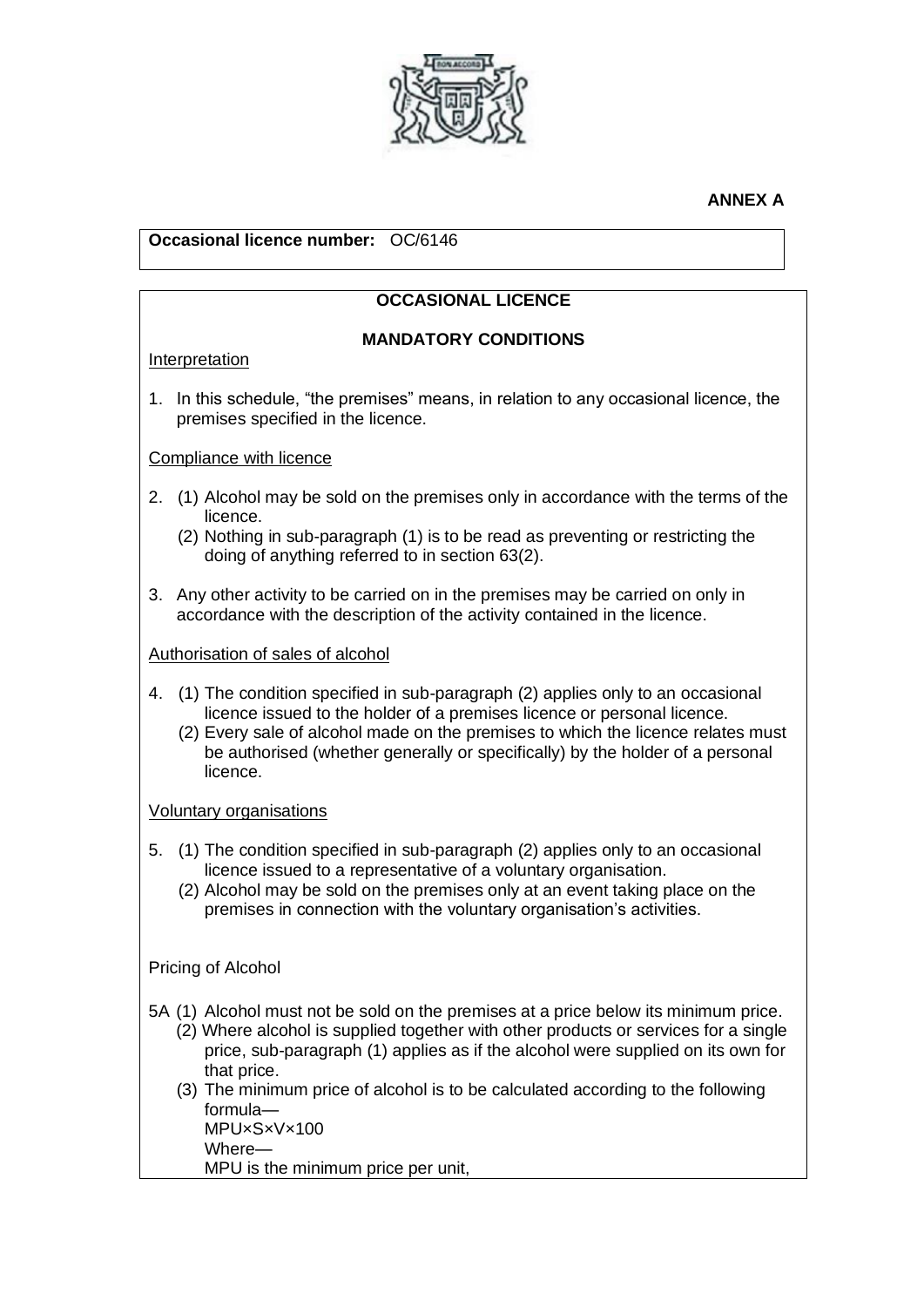**ANNEX A**

**Occasional licence number:** OC/6146

## OCCASIONAL LICENCE

### MANDATORY CONDITIONS

Interpretation

1. In this schedule, "the premises" means, in relation to any occasional licence, the premises specified in the licence.

Compliance with licence

2. (1) Alcohol may be sold on the premises only in accordance with the terms of the licence.
   (2) Nothing in sub-paragraph (1) is to be read as preventing or restricting the doing of anything referred to in section 63(2).

3. Any other activity to be carried on in the premises may be carried on only in accordance with the description of the activity contained in the licence.

Authorisation of sales of alcohol

4. (1) The condition specified in sub-paragraph (2) applies only to an occasional licence issued to the holder of a premises licence or personal licence.
   (2) Every sale of alcohol made on the premises to which the licence relates must be authorised (whether generally or specifically) by the holder of a personal licence.

Voluntary organisations

5. (1) The condition specified in sub-paragraph (2) applies only to an occasional licence issued to a representative of a voluntary organisation.
   (2) Alcohol may be sold on the premises only at an event taking place on the premises in connection with the voluntary organisation's activities.

Pricing of Alcohol

5A (1) Alcohol must not be sold on the premises at a price below its minimum price.
   (2) Where alcohol is supplied together with other products or services for a single price, sub-paragraph (1) applies as if the alcohol were supplied on its own for that price.
   (3) The minimum price of alcohol is to be calculated according to the following formula—
   $MPU \times S \times V \times 100$
   Where—
   MPU is the minimum price per unit,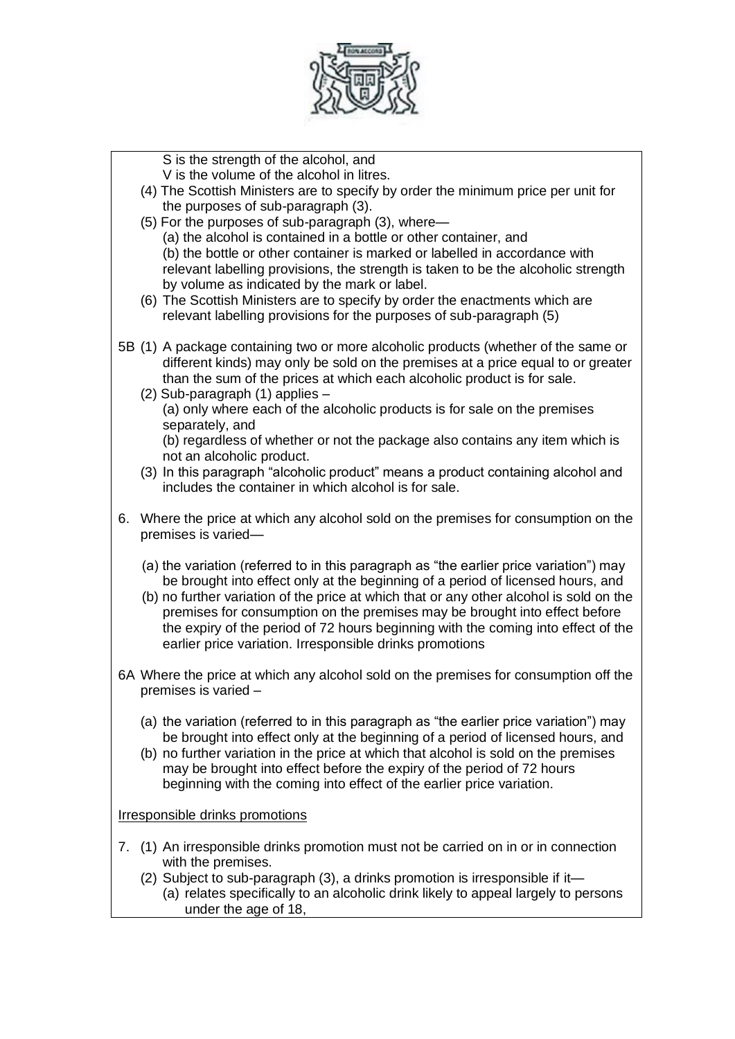S is the strength of the alcohol, and
V is the volume of the alcohol in litres.

(4) The Scottish Ministers are to specify by order the minimum price per unit for the purposes of sub-paragraph (3).

(5) For the purposes of sub-paragraph (3), where—
(a) the alcohol is contained in a bottle or other container, and
(b) the bottle or other container is marked or labelled in accordance with relevant labelling provisions, the strength is taken to be the alcoholic strength by volume as indicated by the mark or label.

(6) The Scottish Ministers are to specify by order the enactments which are relevant labelling provisions for the purposes of sub-paragraph (5)

5B (1) A package containing two or more alcoholic products (whether of the same or different kinds) may only be sold on the premises at a price equal to or greater than the sum of the prices at which each alcoholic product is for sale.

(2) Sub-paragraph (1) applies –
(a) only where each of the alcoholic products is for sale on the premises separately, and
(b) regardless of whether or not the package also contains any item which is not an alcoholic product.

(3) In this paragraph "alcoholic product" means a product containing alcohol and includes the container in which alcohol is for sale.

6. Where the price at which any alcohol sold on the premises for consumption on the premises is varied—

(a) the variation (referred to in this paragraph as "the earlier price variation") may be brought into effect only at the beginning of a period of licensed hours, and
(b) no further variation of the price at which that or any other alcohol is sold on the premises for consumption on the premises may be brought into effect before the expiry of the period of 72 hours beginning with the coming into effect of the earlier price variation. Irresponsible drinks promotions

6A Where the price at which any alcohol sold on the premises for consumption off the premises is varied –

(a) the variation (referred to in this paragraph as "the earlier price variation") may be brought into effect only at the beginning of a period of licensed hours, and
(b) no further variation in the price at which that alcohol is sold on the premises may be brought into effect before the expiry of the period of 72 hours beginning with the coming into effect of the earlier price variation.

<u>Irresponsible drinks promotions</u>

7. (1) An irresponsible drinks promotion must not be carried on in or in connection with the premises.

(2) Subject to sub-paragraph (3), a drinks promotion is irresponsible if it—
(a) relates specifically to an alcoholic drink likely to appeal largely to persons under the age of 18,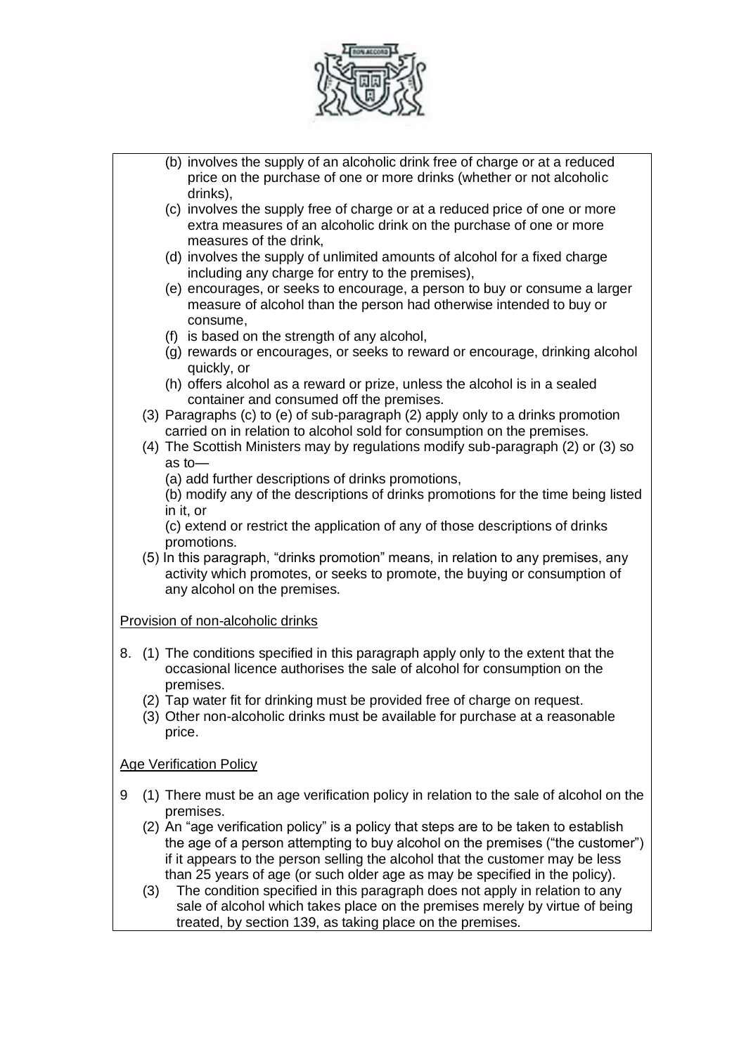(b) involves the supply of an alcoholic drink free of charge or at a reduced price on the purchase of one or more drinks (whether or not alcoholic drinks),
(c) involves the supply free of charge or at a reduced price of one or more extra measures of an alcoholic drink on the purchase of one or more measures of the drink,
(d) involves the supply of unlimited amounts of alcohol for a fixed charge including any charge for entry to the premises),
(e) encourages, or seeks to encourage, a person to buy or consume a larger measure of alcohol than the person had otherwise intended to buy or consume,
(f) is based on the strength of any alcohol,
(g) rewards or encourages, or seeks to reward or encourage, drinking alcohol quickly, or
(h) offers alcohol as a reward or prize, unless the alcohol is in a sealed container and consumed off the premises.

(3) Paragraphs (c) to (e) of sub-paragraph (2) apply only to a drinks promotion carried on in relation to alcohol sold for consumption on the premises.

(4) The Scottish Ministers may by regulations modify sub-paragraph (2) or (3) so as to—
(a) add further descriptions of drinks promotions,
(b) modify any of the descriptions of drinks promotions for the time being listed in it, or
(c) extend or restrict the application of any of those descriptions of drinks promotions.

(5) In this paragraph, "drinks promotion" means, in relation to any premises, any activity which promotes, or seeks to promote, the buying or consumption of any alcohol on the premises.

Provision of non-alcoholic drinks

8. (1) The conditions specified in this paragraph apply only to the extent that the occasional licence authorises the sale of alcohol for consumption on the premises.
(2) Tap water fit for drinking must be provided free of charge on request.
(3) Other non-alcoholic drinks must be available for purchase at a reasonable price.

Age Verification Policy

9 (1) There must be an age verification policy in relation to the sale of alcohol on the premises.
(2) An "age verification policy" is a policy that steps are to be taken to establish the age of a person attempting to buy alcohol on the premises ("the customer") if it appears to the person selling the alcohol that the customer may be less than 25 years of age (or such older age as may be specified in the policy).
(3) The condition specified in this paragraph does not apply in relation to any sale of alcohol which takes place on the premises merely by virtue of being treated, by section 139, as taking place on the premises.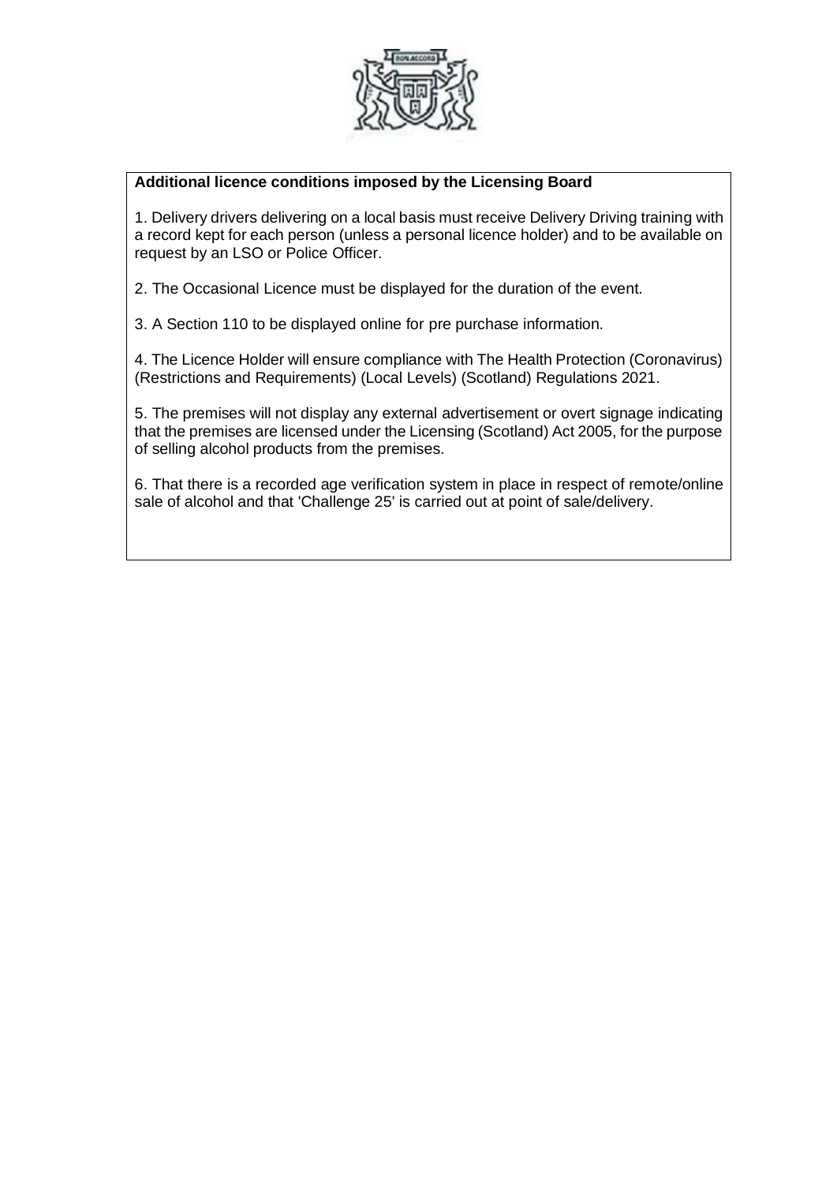**Additional licence conditions imposed by the Licensing Board**

1. Delivery drivers delivering on a local basis must receive Delivery Driving training with a record kept for each person (unless a personal licence holder) and to be available on request by an LSO or Police Officer.

2. The Occasional Licence must be displayed for the duration of the event.

3. A Section 110 to be displayed online for pre purchase information.

4. The Licence Holder will ensure compliance with The Health Protection (Coronavirus) (Restrictions and Requirements) (Local Levels) (Scotland) Regulations 2021.

5. The premises will not display any external advertisement or overt signage indicating that the premises are licensed under the Licensing (Scotland) Act 2005, for the purpose of selling alcohol products from the premises.

6. That there is a recorded age verification system in place in respect of remote/online sale of alcohol and that 'Challenge 25' is carried out at point of sale/delivery.